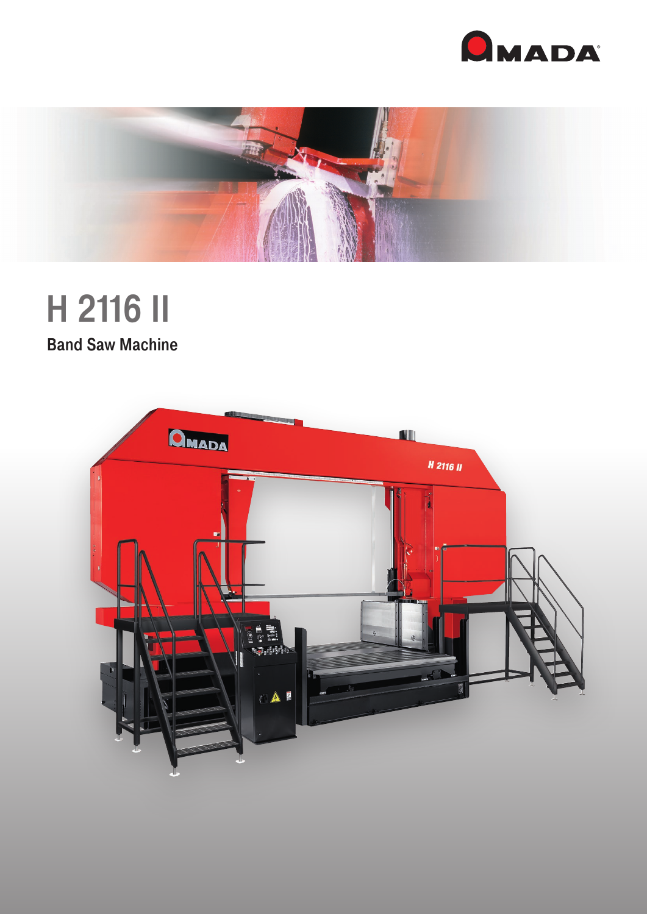# H 2116 II

## Band Saw Machine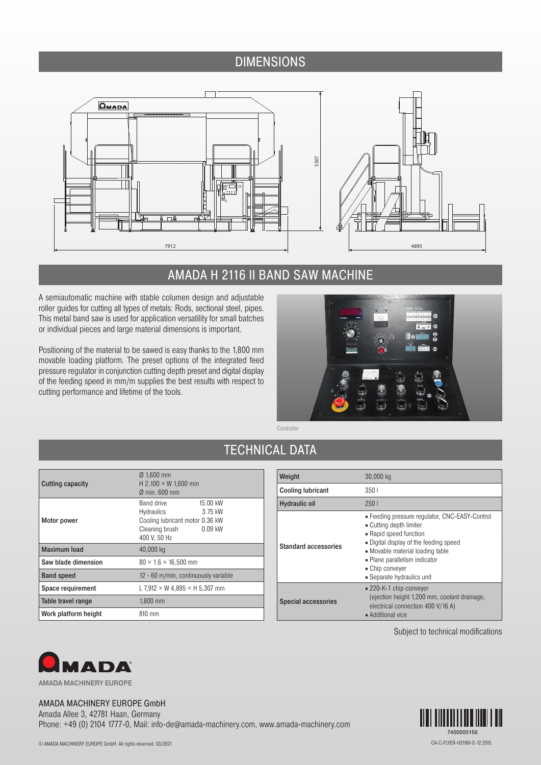## DIMENSIONS

7912

5307

4895

## AMADA H 2116 II BAND SAW MACHINE

A semiautomatic machine with stable columen design and adjustable roller guides for cutting all types of metals: Rods, sectional steel, pipes. This metal band saw is used for application versatility for small batches or individual pieces and large material dimensions is important.

Positioning of the material to be sawed is easy thanks to the 1,800 mm movable loading platform. The preset options of the integrated feed pressure regulator in conjunction cutting depth preset and digital display of the feeding speed in mm/m supplies the best results with respect to cutting performance and lifetime of the tools.

Controller

## TECHNICAL DATA

| | |
|---|---|
| **Cutting capacity** | Ø 1,600 mm<br>H 2,100 × W 1,600 mm<br>Ø min. 600 mm |
| **Motor power** | Band drive 15.00 kW<br>Hydraulics 3.75 kW<br>Cooling lubricant motor 0.36 kW<br>Cleaning brush 0.09 kW<br>400 V, 50 Hz |
| **Maximum load** | 40,000 kg |
| **Saw blade dimension** | 80 × 1.6 × 16,500 mm |
| **Band speed** | 12 - 60 m/min, continuously variable |
| **Space requirement** | L 7,912 × W 4,895 × H 5,307 mm |
| **Table travel range** | 1,800 mm |
| **Work platform height** | 810 mm |

| | |
|---|---|
| **Weight** | 30,000 kg |
| **Cooling lubricant** | 350 l |
| **Hydraulic oil** | 250 l |
| **Standard accessories** | ▪ Feeding pressure regulator, CNC-EASY-Control<br>▪ Cutting depth limiter<br>▪ Rapid speed function<br>▪ Digital display of the feeding speed<br>▪ Movable material loading table<br>▪ Plane parallelism indicator<br>▪ Chip conveyer<br>▪ Separate hydraulics unit |
| **Special accessories** | ▪ 220-K-1 chip conveyer (ejection height 1,200 mm, coolant drainage, electrical connection 400 V/16 A)<br>▪ Additional vice |

Subject to technical modifications

AMADA MACHINERY EUROPE

AMADA MACHINERY EUROPE GmbH
Amada Allee 3, 42781 Haan, Germany
Phone: +49 (0) 2104 1777-0, Mail: info-de@amada-machinery.com, www.amada-machinery.com

7400000156

© AMADA MACHINERY EUROPE GmbH. All rights reserved. 03/2021

CA-C-FLYER-H2116II-E-12.2015